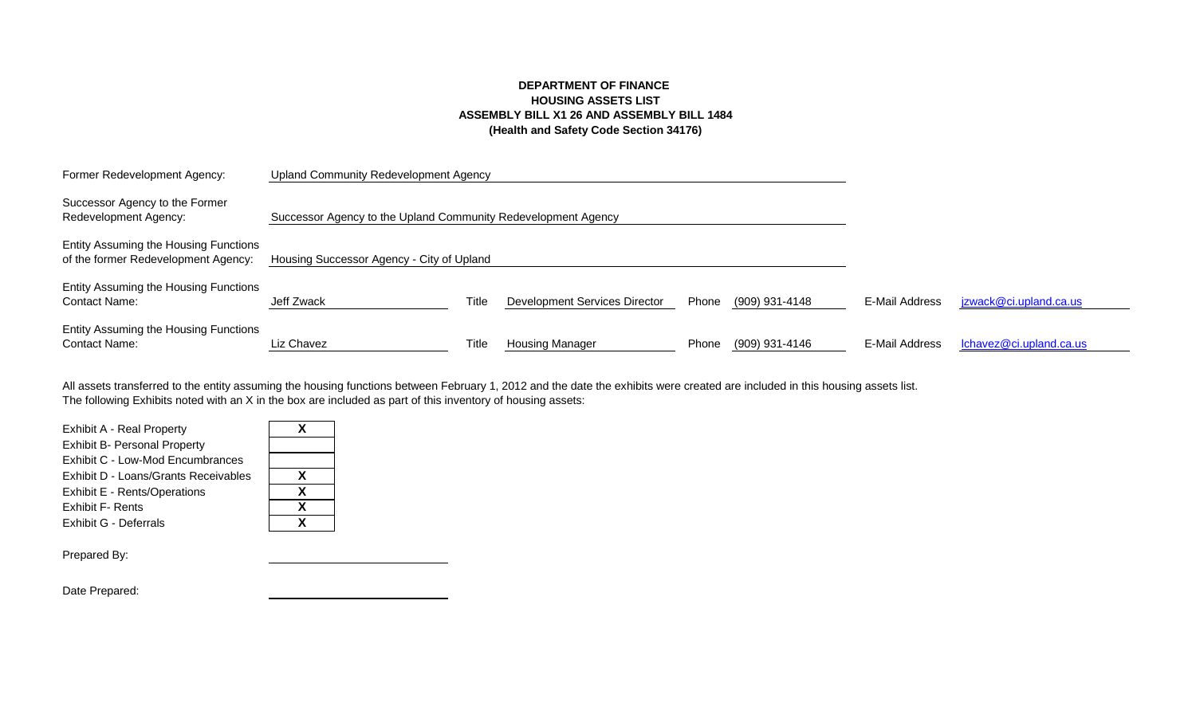**DEPARTMENT OF FINANCE**
**HOUSING ASSETS LIST**
**ASSEMBLY BILL X1 26 AND ASSEMBLY BILL 1484**
**(Health and Safety Code Section 34176)**

| | | | | | | | |
|---|---|---|---|---|---|---|---|
| Former Redevelopment Agency: | Upland Community Redevelopment Agency | | | | | | |
| Successor Agency to the Former Redevelopment Agency: | Successor Agency to the Upland Community Redevelopment Agency | | | | | | |
| Entity Assuming the Housing Functions of the former Redevelopment Agency: | Housing Successor Agency - City of Upland | | | | | | |
| Entity Assuming the Housing Functions Contact Name: | Jeff Zwack | Title | Development Services Director | Phone | (909) 931-4148 | E-Mail Address | jzwack@ci.upland.ca.us |
| Entity Assuming the Housing Functions Contact Name: | Liz Chavez | Title | Housing Manager | Phone | (909) 931-4146 | E-Mail Address | lchavez@ci.upland.ca.us |

All assets transferred to the entity assuming the housing functions between February 1, 2012 and the date the exhibits were created are included in this housing assets list.
The following Exhibits noted with an X in the box are included as part of this inventory of housing assets:

| Exhibit | Included |
|---|---|
| Exhibit A - Real Property | X |
| Exhibit B- Personal Property | |
| Exhibit C - Low-Mod Encumbrances | |
| Exhibit D - Loans/Grants Receivables | X |
| Exhibit E - Rents/Operations | X |
| Exhibit F- Rents | X |
| Exhibit G - Deferrals | X |

Prepared By: ____________________

Date Prepared: ____________________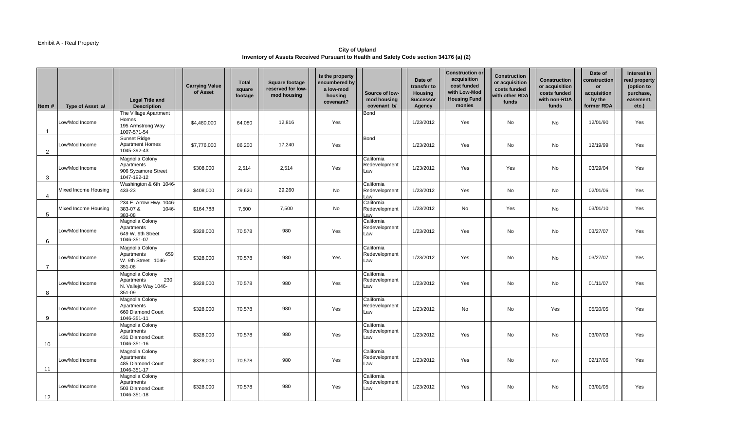Exhibit A - Real Property

**City of Upland**
**Inventory of Assets Received Pursuant to Health and Safety Code section 34176 (a) (2)**

| Item # | Type of Asset a/ | Legal Title and Description | Carrying Value of Asset | Total square footage | Square footage reserved for low-mod housing | Is the property encumbered by a low-mod housing covenant? | Source of low-mod housing covenant b/ | Date of transfer to Housing Successor Agency | Construction or acquisition cost funded with Low-Mod Housing Fund monies | Construction or acquisition costs funded with other RDA funds | Construction or acquisition costs funded with non-RDA funds | Date of construction or acquisition by the former RDA | Interest in real property (option to purchase, easement, etc.) |
|---|---|---|---|---|---|---|---|---|---|---|---|---|---|
| 1 | Low/Mod Income | The Village Apartment Homes 195 Armstrong Way 1007-571-54 | $4,480,000 | 64,080 | 12,816 | Yes | Bond | 1/23/2012 | Yes | No | No | 12/01/90 | Yes |
| 2 | Low/Mod Income | Sunset Ridge Apartment Homes 1045-392-43 | $7,776,000 | 86,200 | 17,240 | Yes | Bond | 1/23/2012 | Yes | No | No | 12/19/99 | Yes |
| 3 | Low/Mod Income | Magnolia Colony Apartments 906 Sycamore Street 1047-192-12 | $308,000 | 2,514 | 2,514 | Yes | California Redevelopment Law | 1/23/2012 | Yes | Yes | No | 03/29/04 | Yes |
| 4 | Mixed Income Housing | Washington & 6th 1046-433-23 | $408,000 | 29,620 | 29,260 | No | California Redevelopment Law | 1/23/2012 | Yes | No | No | 02/01/06 | Yes |
| 5 | Mixed Income Housing | 234 E. Arrow Hwy. 1046-383-07 & 1046-383-08 | $164,788 | 7,500 | 7,500 | No | California Redevelopment Law | 1/23/2012 | No | Yes | No | 03/01/10 | Yes |
| 6 | Low/Mod Income | Magnolia Colony Apartments 649 W. 9th Street 1046-351-07 | $328,000 | 70,578 | 980 | Yes | California Redevelopment Law | 1/23/2012 | Yes | No | No | 03/27/07 | Yes |
| 7 | Low/Mod Income | Magnolia Colony Apartments 659 W. 9th Street 1046-351-08 | $328,000 | 70,578 | 980 | Yes | California Redevelopment Law | 1/23/2012 | Yes | No | No | 03/27/07 | Yes |
| 8 | Low/Mod Income | Magnolia Colony Apartments 230 N. Vallejo Way 1046-351-09 | $328,000 | 70,578 | 980 | Yes | California Redevelopment Law | 1/23/2012 | Yes | No | No | 01/11/07 | Yes |
| 9 | Low/Mod Income | Magnolia Colony Apartments 660 Diamond Court 1046-351-11 | $328,000 | 70,578 | 980 | Yes | California Redevelopment Law | 1/23/2012 | No | No | Yes | 05/20/05 | Yes |
| 10 | Low/Mod Income | Magnolia Colony Apartments 431 Diamond Court 1046-351-16 | $328,000 | 70,578 | 980 | Yes | California Redevelopment Law | 1/23/2012 | Yes | No | No | 03/07/03 | Yes |
| 11 | Low/Mod Income | Magnolia Colony Apartments 485 Diamond Court 1046-351-17 | $328,000 | 70,578 | 980 | Yes | California Redevelopment Law | 1/23/2012 | Yes | No | No | 02/17/06 | Yes |
| 12 | Low/Mod Income | Magnolia Colony Apartments 503 Diamond Court 1046-351-18 | $328,000 | 70,578 | 980 | Yes | California Redevelopment Law | 1/23/2012 | Yes | No | No | 03/01/05 | Yes |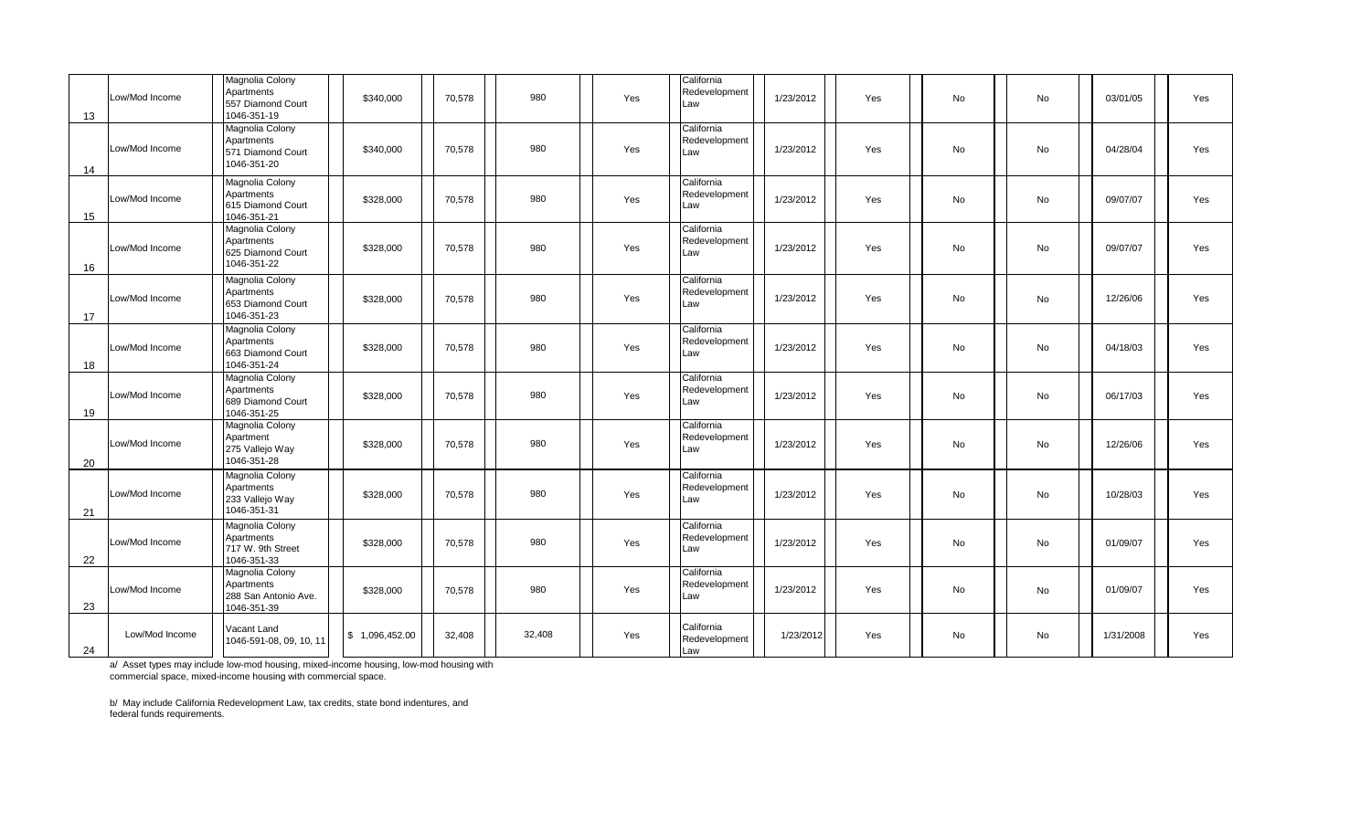| | | | | | | | | | | | | | |
|---|---|---|---|---|---|---|---|---|---|---|---|---|---|
| 13 | Low/Mod Income | Magnolia Colony Apartments 557 Diamond Court 1046-351-19 | $340,000 | 70,578 | 980 | Yes | California Redevelopment Law | 1/23/2012 | Yes | No | No | 03/01/05 | Yes |
| 14 | Low/Mod Income | Magnolia Colony Apartments 571 Diamond Court 1046-351-20 | $340,000 | 70,578 | 980 | Yes | California Redevelopment Law | 1/23/2012 | Yes | No | No | 04/28/04 | Yes |
| 15 | Low/Mod Income | Magnolia Colony Apartments 615 Diamond Court 1046-351-21 | $328,000 | 70,578 | 980 | Yes | California Redevelopment Law | 1/23/2012 | Yes | No | No | 09/07/07 | Yes |
| 16 | Low/Mod Income | Magnolia Colony Apartments 625 Diamond Court 1046-351-22 | $328,000 | 70,578 | 980 | Yes | California Redevelopment Law | 1/23/2012 | Yes | No | No | 09/07/07 | Yes |
| 17 | Low/Mod Income | Magnolia Colony Apartments 653 Diamond Court 1046-351-23 | $328,000 | 70,578 | 980 | Yes | California Redevelopment Law | 1/23/2012 | Yes | No | No | 12/26/06 | Yes |
| 18 | Low/Mod Income | Magnolia Colony Apartments 663 Diamond Court 1046-351-24 | $328,000 | 70,578 | 980 | Yes | California Redevelopment Law | 1/23/2012 | Yes | No | No | 04/18/03 | Yes |
| 19 | Low/Mod Income | Magnolia Colony Apartments 689 Diamond Court 1046-351-25 | $328,000 | 70,578 | 980 | Yes | California Redevelopment Law | 1/23/2012 | Yes | No | No | 06/17/03 | Yes |
| 20 | Low/Mod Income | Magnolia Colony Apartment 275 Vallejo Way 1046-351-28 | $328,000 | 70,578 | 980 | Yes | California Redevelopment Law | 1/23/2012 | Yes | No | No | 12/26/06 | Yes |
| 21 | Low/Mod Income | Magnolia Colony Apartments 233 Vallejo Way 1046-351-31 | $328,000 | 70,578 | 980 | Yes | California Redevelopment Law | 1/23/2012 | Yes | No | No | 10/28/03 | Yes |
| 22 | Low/Mod Income | Magnolia Colony Apartments 717 W. 9th Street 1046-351-33 | $328,000 | 70,578 | 980 | Yes | California Redevelopment Law | 1/23/2012 | Yes | No | No | 01/09/07 | Yes |
| 23 | Low/Mod Income | Magnolia Colony Apartments 288 San Antonio Ave. 1046-351-39 | $328,000 | 70,578 | 980 | Yes | California Redevelopment Law | 1/23/2012 | Yes | No | No | 01/09/07 | Yes |
| 24 | Low/Mod Income | Vacant Land 1046-591-08, 09, 10, 11 | $ 1,096,452.00 | 32,408 | 32,408 | Yes | California Redevelopment Law | 1/23/2012 | Yes | No | No | 1/31/2008 | Yes |

a/ Asset types may include low-mod housing, mixed-income housing, low-mod housing with commercial space, mixed-income housing with commercial space.

b/ May include California Redevelopment Law, tax credits, state bond indentures, and federal funds requirements.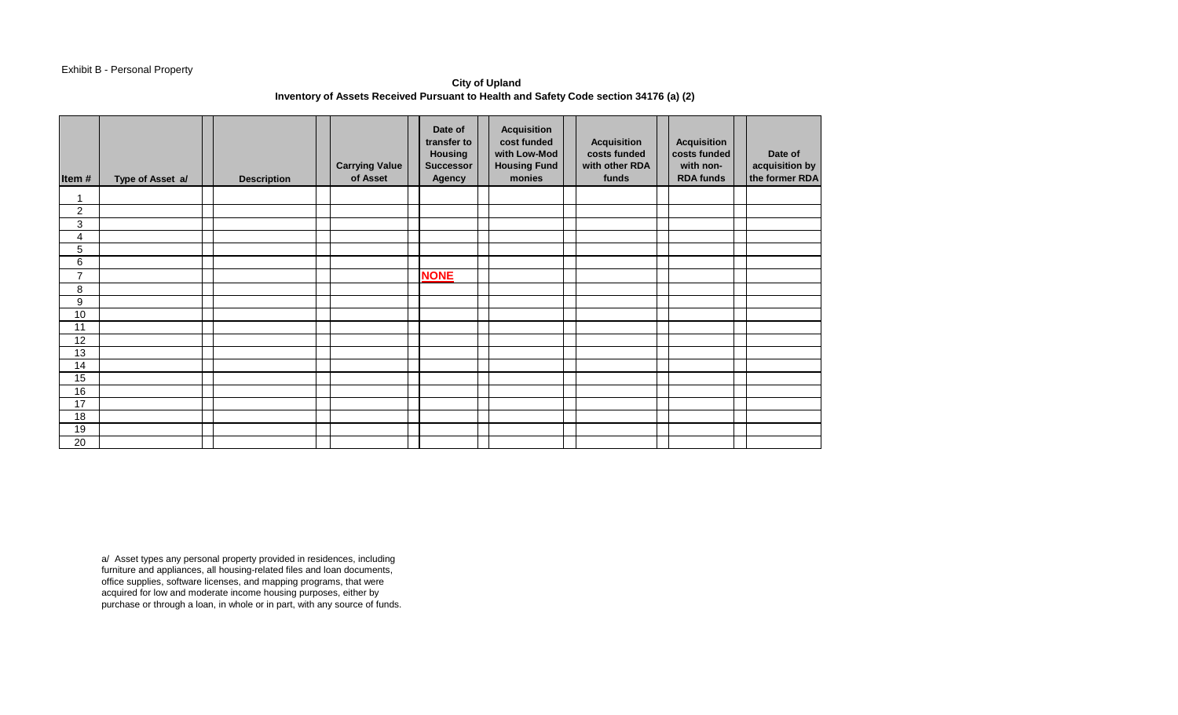Exhibit B - Personal Property

**City of Upland**
**Inventory of Assets Received Pursuant to Health and Safety Code section 34176 (a) (2)**

| Item # | Type of Asset a/ | Description | Carrying Value of Asset | Date of transfer to Housing Successor Agency | Acquisition cost funded with Low-Mod Housing Fund monies | Acquisition costs funded with other RDA funds | Acquisition costs funded with non-RDA funds | Date of acquisition by the former RDA |
|---|---|---|---|---|---|---|---|---|
| 1 | | | | | | | | |
| 2 | | | | | | | | |
| 3 | | | | | | | | |
| 4 | | | | | | | | |
| 5 | | | | | | | | |
| 6 | | | | | | | | |
| 7 | | | | **NONE** | | | | |
| 8 | | | | | | | | |
| 9 | | | | | | | | |
| 10 | | | | | | | | |
| 11 | | | | | | | | |
| 12 | | | | | | | | |
| 13 | | | | | | | | |
| 14 | | | | | | | | |
| 15 | | | | | | | | |
| 16 | | | | | | | | |
| 17 | | | | | | | | |
| 18 | | | | | | | | |
| 19 | | | | | | | | |
| 20 | | | | | | | | |

a/ Asset types any personal property provided in residences, including furniture and appliances, all housing-related files and loan documents, office supplies, software licenses, and mapping programs, that were acquired for low and moderate income housing purposes, either by purchase or through a loan, in whole or in part, with any source of funds.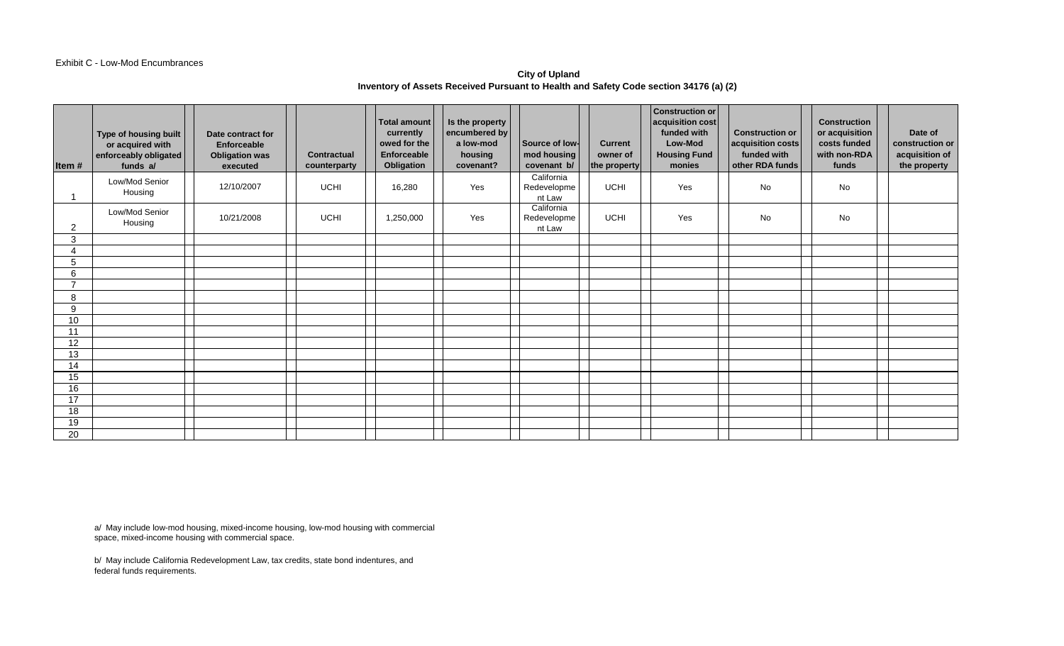Exhibit C - Low-Mod Encumbrances

**City of Upland**
**Inventory of Assets Received Pursuant to Health and Safety Code section 34176 (a) (2)**

| Item # | Type of housing built or acquired with enforceably obligated funds a/ | Date contract for Enforceable Obligation was executed | Contractual counterparty | Total amount currently owed for the Enforceable Obligation | Is the property encumbered by a low-mod housing covenant? | Source of low-mod housing covenant b/ | Current owner of the property | Construction or acquisition cost funded with Low-Mod Housing Fund monies | Construction or acquisition costs funded with other RDA funds | Construction or acquisition costs funded with non-RDA funds | Date of construction or acquisition of the property |
|---|---|---|---|---|---|---|---|---|---|---|---|
| 1 | Low/Mod Senior Housing | 12/10/2007 | UCHI | 16,280 | Yes | California Redevelopment Law | UCHI | Yes | No | No | |
| 2 | Low/Mod Senior Housing | 10/21/2008 | UCHI | 1,250,000 | Yes | California Redevelopment Law | UCHI | Yes | No | No | |
| 3 | | | | | | | | | | | |
| 4 | | | | | | | | | | | |
| 5 | | | | | | | | | | | |
| 6 | | | | | | | | | | | |
| 7 | | | | | | | | | | | |
| 8 | | | | | | | | | | | |
| 9 | | | | | | | | | | | |
| 10 | | | | | | | | | | | |
| 11 | | | | | | | | | | | |
| 12 | | | | | | | | | | | |
| 13 | | | | | | | | | | | |
| 14 | | | | | | | | | | | |
| 15 | | | | | | | | | | | |
| 16 | | | | | | | | | | | |
| 17 | | | | | | | | | | | |
| 18 | | | | | | | | | | | |
| 19 | | | | | | | | | | | |
| 20 | | | | | | | | | | | |

a/ May include low-mod housing, mixed-income housing, low-mod housing with commercial space, mixed-income housing with commercial space.

b/ May include California Redevelopment Law, tax credits, state bond indentures, and federal funds requirements.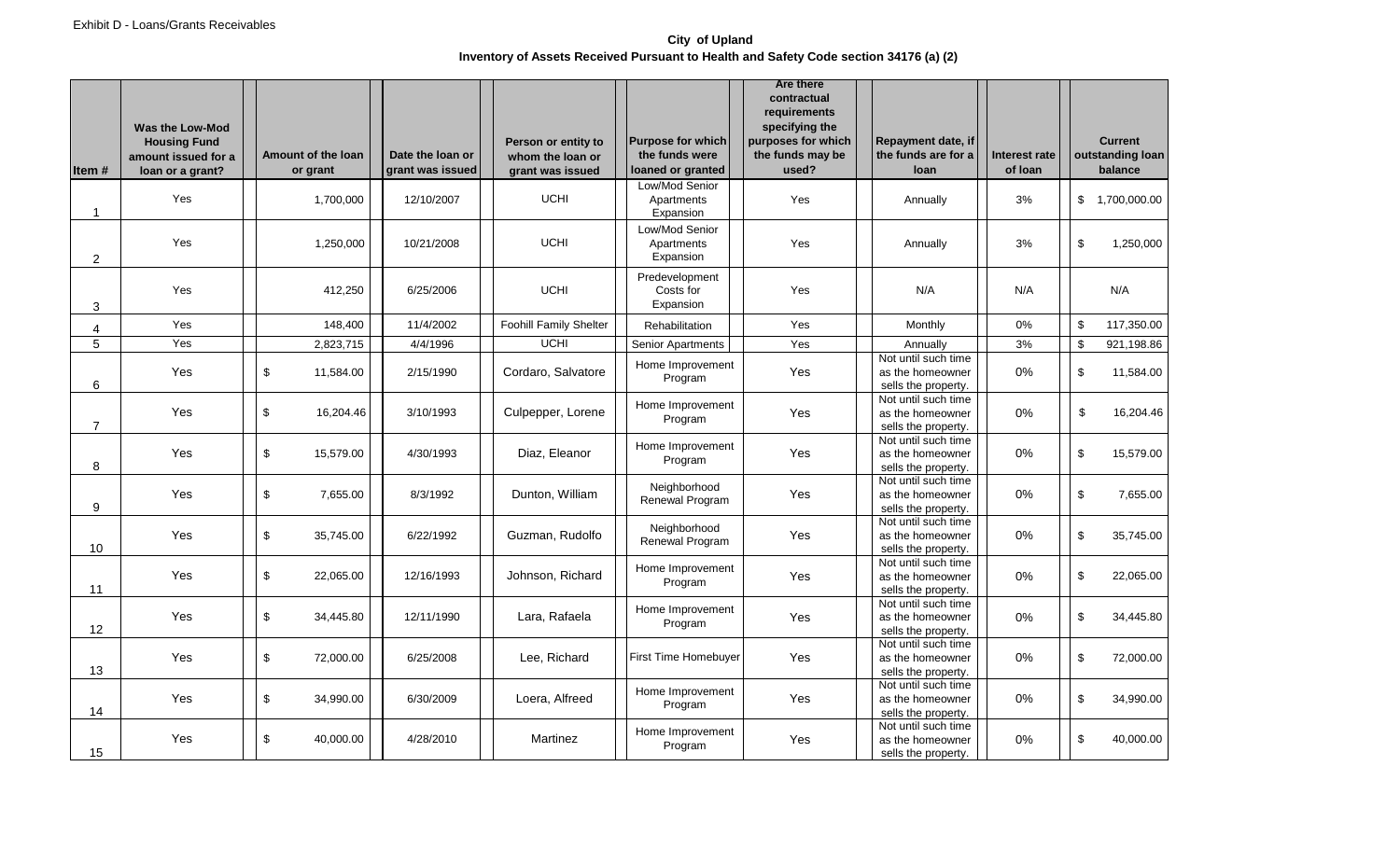Exhibit D - Loans/Grants Receivables

**City of Upland**
**Inventory of Assets Received Pursuant to Health and Safety Code section 34176 (a) (2)**

| Item # | Was the Low-Mod Housing Fund amount issued for a loan or a grant? | Amount of the loan or grant | Date the loan or grant was issued | Person or entity to whom the loan or grant was issued | Purpose for which the funds were loaned or granted | Are there contractual requirements specifying the purposes for which the funds may be used? | Repayment date, if the funds are for a loan | Interest rate of loan | Current outstanding loan balance |
|---|---|---|---|---|---|---|---|---|---|
| 1 | Yes | 1,700,000 | 12/10/2007 | UCHI | Low/Mod Senior Apartments Expansion | Yes | Annually | 3% | $ 1,700,000.00 |
| 2 | Yes | 1,250,000 | 10/21/2008 | UCHI | Low/Mod Senior Apartments Expansion | Yes | Annually | 3% | $ 1,250,000 |
| 3 | Yes | 412,250 | 6/25/2006 | UCHI | Predevelopment Costs for Expansion | Yes | N/A | N/A | N/A |
| 4 | Yes | 148,400 | 11/4/2002 | Foohill Family Shelter | Rehabilitation | Yes | Monthly | 0% | $ 117,350.00 |
| 5 | Yes | 2,823,715 | 4/4/1996 | UCHI | Senior Apartments | Yes | Annually | 3% | $ 921,198.86 |
| 6 | Yes | $ 11,584.00 | 2/15/1990 | Cordaro, Salvatore | Home Improvement Program | Yes | Not until such time as the homeowner sells the property. | 0% | $ 11,584.00 |
| 7 | Yes | $ 16,204.46 | 3/10/1993 | Culpepper, Lorene | Home Improvement Program | Yes | Not until such time as the homeowner sells the property. | 0% | $ 16,204.46 |
| 8 | Yes | $ 15,579.00 | 4/30/1993 | Diaz, Eleanor | Home Improvement Program | Yes | Not until such time as the homeowner sells the property. | 0% | $ 15,579.00 |
| 9 | Yes | $ 7,655.00 | 8/3/1992 | Dunton, William | Neighborhood Renewal Program | Yes | Not until such time as the homeowner sells the property. | 0% | $ 7,655.00 |
| 10 | Yes | $ 35,745.00 | 6/22/1992 | Guzman, Rudolfo | Neighborhood Renewal Program | Yes | Not until such time as the homeowner sells the property. | 0% | $ 35,745.00 |
| 11 | Yes | $ 22,065.00 | 12/16/1993 | Johnson, Richard | Home Improvement Program | Yes | Not until such time as the homeowner sells the property. | 0% | $ 22,065.00 |
| 12 | Yes | $ 34,445.80 | 12/11/1990 | Lara, Rafaela | Home Improvement Program | Yes | Not until such time as the homeowner sells the property. | 0% | $ 34,445.80 |
| 13 | Yes | $ 72,000.00 | 6/25/2008 | Lee, Richard | First Time Homebuyer | Yes | Not until such time as the homeowner sells the property. | 0% | $ 72,000.00 |
| 14 | Yes | $ 34,990.00 | 6/30/2009 | Loera, Alfreed | Home Improvement Program | Yes | Not until such time as the homeowner sells the property. | 0% | $ 34,990.00 |
| 15 | Yes | $ 40,000.00 | 4/28/2010 | Martinez | Home Improvement Program | Yes | Not until such time as the homeowner sells the property. | 0% | $ 40,000.00 |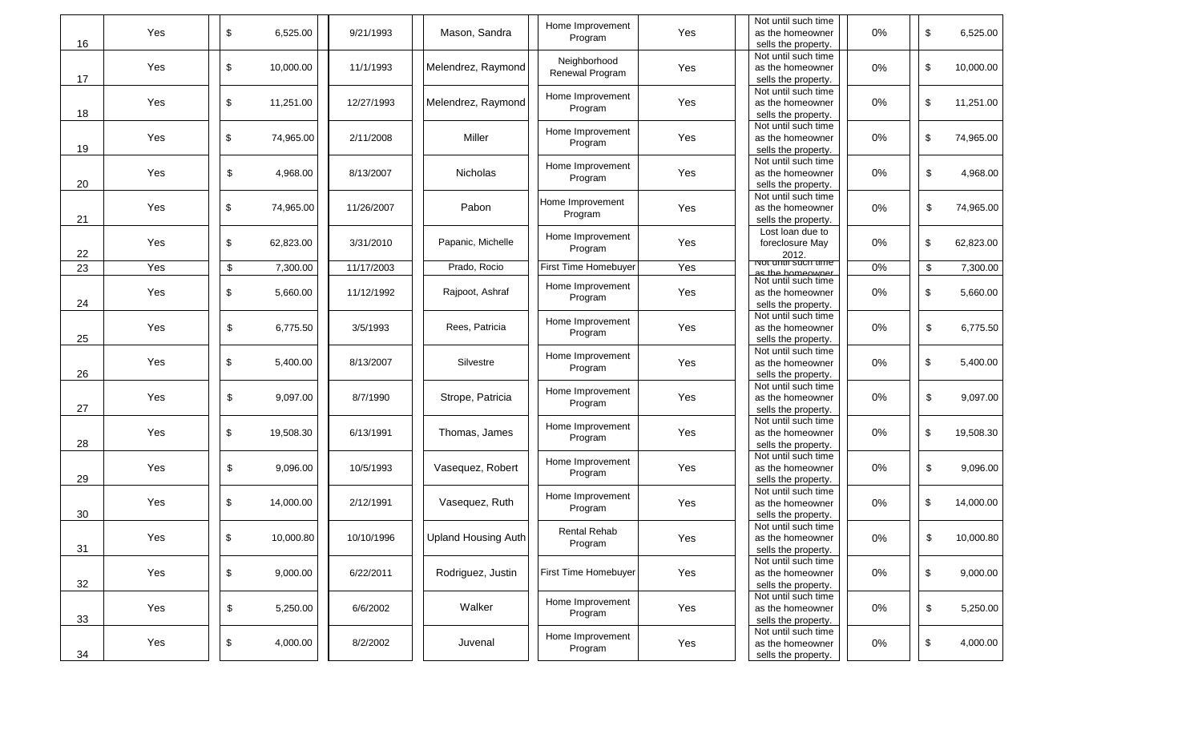| | | | | | | | | | |
|---|---|---|---|---|---|---|---|---|---|
| 16 | Yes | $ 6,525.00 | 9/21/1993 | Mason, Sandra | Home Improvement Program | Yes | Not until such time as the homeowner sells the property. | 0% | $ 6,525.00 |
| 17 | Yes | $ 10,000.00 | 11/1/1993 | Melendrez, Raymond | Neighborhood Renewal Program | Yes | Not until such time as the homeowner sells the property. | 0% | $ 10,000.00 |
| 18 | Yes | $ 11,251.00 | 12/27/1993 | Melendrez, Raymond | Home Improvement Program | Yes | Not until such time as the homeowner sells the property. | 0% | $ 11,251.00 |
| 19 | Yes | $ 74,965.00 | 2/11/2008 | Miller | Home Improvement Program | Yes | Not until such time as the homeowner sells the property. | 0% | $ 74,965.00 |
| 20 | Yes | $ 4,968.00 | 8/13/2007 | Nicholas | Home Improvement Program | Yes | Not until such time as the homeowner sells the property. | 0% | $ 4,968.00 |
| 21 | Yes | $ 74,965.00 | 11/26/2007 | Pabon | Home Improvement Program | Yes | Not until such time as the homeowner sells the property. | 0% | $ 74,965.00 |
| 22 | Yes | $ 62,823.00 | 3/31/2010 | Papanic, Michelle | Home Improvement Program | Yes | Lost loan due to foreclosure May 2012. | 0% | $ 62,823.00 |
| 23 | Yes | $ 7,300.00 | 11/17/2003 | Prado, Rocio | First Time Homebuyer | Yes | Not until such time as the homeowner | 0% | $ 7,300.00 |
| 24 | Yes | $ 5,660.00 | 11/12/1992 | Rajpoot, Ashraf | Home Improvement Program | Yes | Not until such time as the homeowner sells the property. | 0% | $ 5,660.00 |
| 25 | Yes | $ 6,775.50 | 3/5/1993 | Rees, Patricia | Home Improvement Program | Yes | Not until such time as the homeowner sells the property. | 0% | $ 6,775.50 |
| 26 | Yes | $ 5,400.00 | 8/13/2007 | Silvestre | Home Improvement Program | Yes | Not until such time as the homeowner sells the property. | 0% | $ 5,400.00 |
| 27 | Yes | $ 9,097.00 | 8/7/1990 | Strope, Patricia | Home Improvement Program | Yes | Not until such time as the homeowner sells the property. | 0% | $ 9,097.00 |
| 28 | Yes | $ 19,508.30 | 6/13/1991 | Thomas, James | Home Improvement Program | Yes | Not until such time as the homeowner sells the property. | 0% | $ 19,508.30 |
| 29 | Yes | $ 9,096.00 | 10/5/1993 | Vasequez, Robert | Home Improvement Program | Yes | Not until such time as the homeowner sells the property. | 0% | $ 9,096.00 |
| 30 | Yes | $ 14,000.00 | 2/12/1991 | Vasequez, Ruth | Home Improvement Program | Yes | Not until such time as the homeowner sells the property. | 0% | $ 14,000.00 |
| 31 | Yes | $ 10,000.80 | 10/10/1996 | Upland Housing Auth | Rental Rehab Program | Yes | Not until such time as the homeowner sells the property. | 0% | $ 10,000.80 |
| 32 | Yes | $ 9,000.00 | 6/22/2011 | Rodriguez, Justin | First Time Homebuyer | Yes | Not until such time as the homeowner sells the property. | 0% | $ 9,000.00 |
| 33 | Yes | $ 5,250.00 | 6/6/2002 | Walker | Home Improvement Program | Yes | Not until such time as the homeowner sells the property. | 0% | $ 5,250.00 |
| 34 | Yes | $ 4,000.00 | 8/2/2002 | Juvenal | Home Improvement Program | Yes | Not until such time as the homeowner sells the property. | 0% | $ 4,000.00 |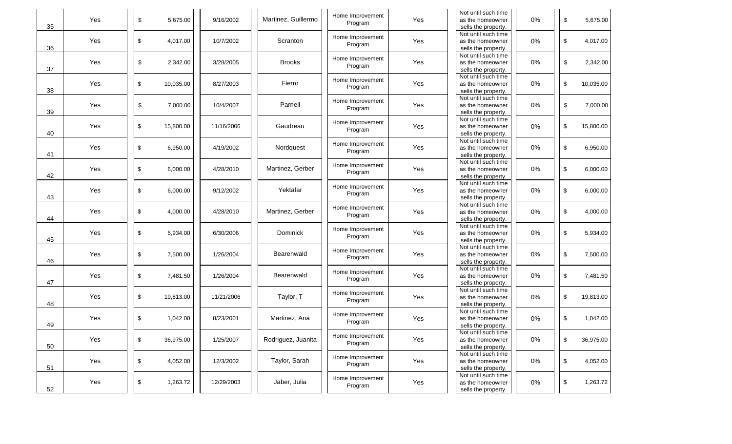| | | | | | | | | | |
|---|---|---|---|---|---|---|---|---|---|
| 35 | Yes | $ 5,675.00 | 9/16/2002 | Martinez, Guillermo | Home Improvement Program | Yes | Not until such time as the homeowner sells the property. | 0% | $ 5,675.00 |
| 36 | Yes | $ 4,017.00 | 10/7/2002 | Scranton | Home Improvement Program | Yes | Not until such time as the homeowner sells the property. | 0% | $ 4,017.00 |
| 37 | Yes | $ 2,342.00 | 3/28/2005 | Brooks | Home Improvement Program | Yes | Not until such time as the homeowner sells the property. | 0% | $ 2,342.00 |
| 38 | Yes | $ 10,035.00 | 8/27/2003 | Fierro | Home Improvement Program | Yes | Not until such time as the homeowner sells the property. | 0% | $ 10,035.00 |
| 39 | Yes | $ 7,000.00 | 10/4/2007 | Parnell | Home Improvement Program | Yes | Not until such time as the homeowner sells the property. | 0% | $ 7,000.00 |
| 40 | Yes | $ 15,800.00 | 11/16/2006 | Gaudreau | Home Improvement Program | Yes | Not until such time as the homeowner sells the property. | 0% | $ 15,800.00 |
| 41 | Yes | $ 6,950.00 | 4/19/2002 | Nordquest | Home Improvement Program | Yes | Not until such time as the homeowner sells the property. | 0% | $ 6,950.00 |
| 42 | Yes | $ 6,000.00 | 4/28/2010 | Martinez, Gerber | Home Improvement Program | Yes | Not until such time as the homeowner sells the property. | 0% | $ 6,000.00 |
| 43 | Yes | $ 6,000.00 | 9/12/2002 | Yektafar | Home Improvement Program | Yes | Not until such time as the homeowner sells the property. | 0% | $ 6,000.00 |
| 44 | Yes | $ 4,000.00 | 4/28/2010 | Martinez, Gerber | Home Improvement Program | Yes | Not until such time as the homeowner sells the property. | 0% | $ 4,000.00 |
| 45 | Yes | $ 5,934.00 | 6/30/2006 | Dominick | Home Improvement Program | Yes | Not until such time as the homeowner sells the property. | 0% | $ 5,934.00 |
| 46 | Yes | $ 7,500.00 | 1/26/2004 | Bearenwald | Home Improvement Program | Yes | Not until such time as the homeowner sells the property. | 0% | $ 7,500.00 |
| 47 | Yes | $ 7,481.50 | 1/26/2004 | Bearenwald | Home Improvement Program | Yes | Not until such time as the homeowner sells the property. | 0% | $ 7,481.50 |
| 48 | Yes | $ 19,813.00 | 11/21/2006 | Taylor, T | Home Improvement Program | Yes | Not until such time as the homeowner sells the property. | 0% | $ 19,813.00 |
| 49 | Yes | $ 1,042.00 | 8/23/2001 | Martinez, Ana | Home Improvement Program | Yes | Not until such time as the homeowner sells the property. | 0% | $ 1,042.00 |
| 50 | Yes | $ 36,975.00 | 1/25/2007 | Rodriguez, Juanita | Home Improvement Program | Yes | Not until such time as the homeowner sells the property. | 0% | $ 36,975.00 |
| 51 | Yes | $ 4,052.00 | 12/3/2002 | Taylor, Sarah | Home Improvement Program | Yes | Not until such time as the homeowner sells the property. | 0% | $ 4,052.00 |
| 52 | Yes | $ 1,263.72 | 12/29/2003 | Jaber, Julia | Home Improvement Program | Yes | Not until such time as the homeowner sells the property. | 0% | $ 1,263.72 |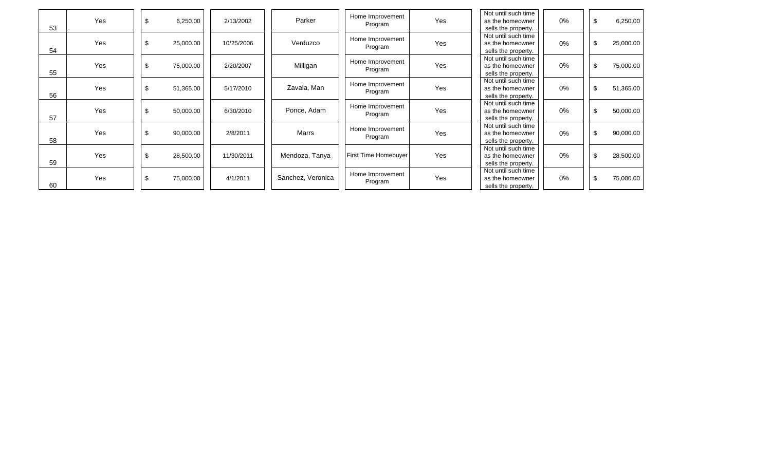|  |  |  |  |  |  |  |  |  |  |
|---|---|---|---|---|---|---|---|---|---|
| 53 | Yes | $ 6,250.00 | 2/13/2002 | Parker | Home Improvement Program | Yes | Not until such time as the homeowner sells the property. | 0% | $ 6,250.00 |
| 54 | Yes | $ 25,000.00 | 10/25/2006 | Verduzco | Home Improvement Program | Yes | Not until such time as the homeowner sells the property. | 0% | $ 25,000.00 |
| 55 | Yes | $ 75,000.00 | 2/20/2007 | Milligan | Home Improvement Program | Yes | Not until such time as the homeowner sells the property. | 0% | $ 75,000.00 |
| 56 | Yes | $ 51,365.00 | 5/17/2010 | Zavala, Man | Home Improvement Program | Yes | Not until such time as the homeowner sells the property. | 0% | $ 51,365.00 |
| 57 | Yes | $ 50,000.00 | 6/30/2010 | Ponce, Adam | Home Improvement Program | Yes | Not until such time as the homeowner sells the property. | 0% | $ 50,000.00 |
| 58 | Yes | $ 90,000.00 | 2/8/2011 | Marrs | Home Improvement Program | Yes | Not until such time as the homeowner sells the property. | 0% | $ 90,000.00 |
| 59 | Yes | $ 28,500.00 | 11/30/2011 | Mendoza, Tanya | First Time Homebuyer | Yes | Not until such time as the homeowner sells the property. | 0% | $ 28,500.00 |
| 60 | Yes | $ 75,000.00 | 4/1/2011 | Sanchez, Veronica | Home Improvement Program | Yes | Not until such time as the homeowner sells the property. | 0% | $ 75,000.00 |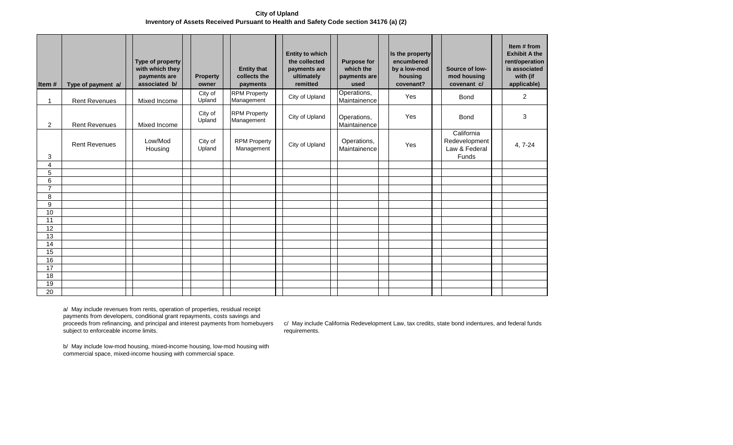**City of Upland**

**Inventory of Assets Received Pursuant to Health and Safety Code section 34176 (a) (2)**

| Item # | Type of payment a/ | Type of property with which they payments are associated b/ | Property owner | Entity that collects the payments | Entity to which the collected payments are ultimately remitted | Purpose for which the payments are used | Is the property encumbered by a low-mod housing covenant? | Source of low-mod housing covenant c/ | Item # from Exhibit A the rent/operation is associated with (if applicable) |
|---|---|---|---|---|---|---|---|---|---|
| 1 | Rent Revenues | Mixed Income | City of Upland | RPM Property Management | City of Upland | Operations, Maintainence | Yes | Bond | 2 |
| 2 | Rent Revenues | Mixed Income | City of Upland | RPM Property Management | City of Upland | Operations, Maintainence | Yes | Bond | 3 |
| 3 | Rent Revenues | Low/Mod Housing | City of Upland | RPM Property Management | City of Upland | Operations, Maintainence | Yes | California Redevelopment Law & Federal Funds | 4, 7-24 |
| 4 | | | | | | | | | |
| 5 | | | | | | | | | |
| 6 | | | | | | | | | |
| 7 | | | | | | | | | |
| 8 | | | | | | | | | |
| 9 | | | | | | | | | |
| 10 | | | | | | | | | |
| 11 | | | | | | | | | |
| 12 | | | | | | | | | |
| 13 | | | | | | | | | |
| 14 | | | | | | | | | |
| 15 | | | | | | | | | |
| 16 | | | | | | | | | |
| 17 | | | | | | | | | |
| 18 | | | | | | | | | |
| 19 | | | | | | | | | |
| 20 | | | | | | | | | |

a/ May include revenues from rents, operation of properties, residual receipt payments from developers, conditional grant repayments, costs savings and proceeds from refinancing, and principal and interest payments from homebuyers subject to enforceable income limits.

b/ May include low-mod housing, mixed-income housing, low-mod housing with commercial space, mixed-income housing with commercial space.

c/ May include California Redevelopment Law, tax credits, state bond indentures, and federal funds requirements.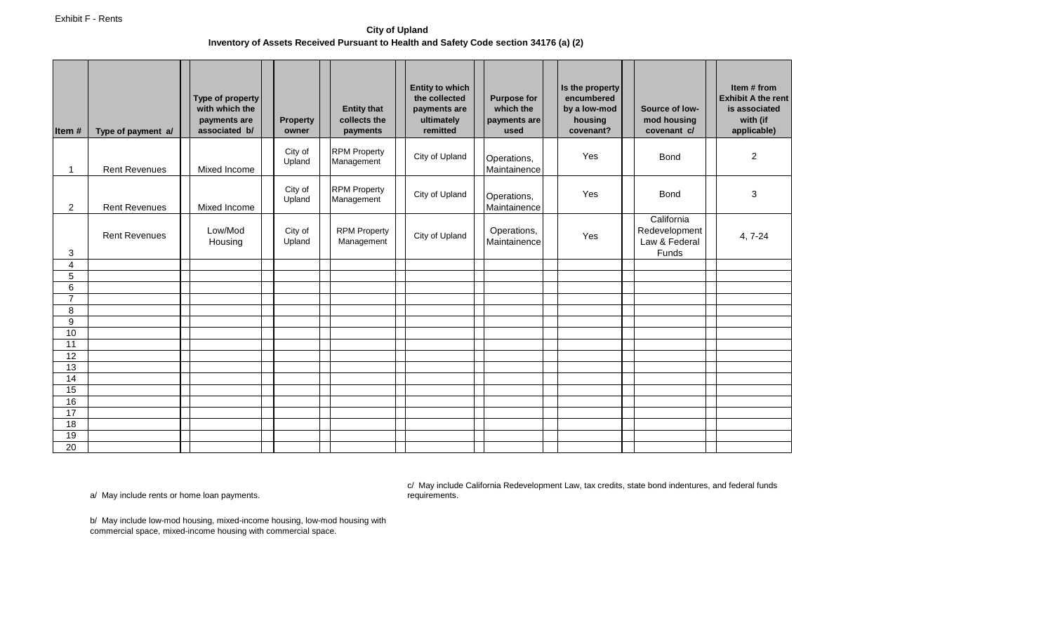Exhibit F - Rents

**City of Upland**

**Inventory of Assets Received Pursuant to Health and Safety Code section 34176 (a) (2)**

| Item # | Type of payment a/ | Type of property with which the payments are associated b/ | Property owner | Entity that collects the payments | Entity to which the collected payments are ultimately remitted | Purpose for which the payments are used | Is the property encumbered by a low-mod housing covenant? | Source of low-mod housing covenant c/ | Item # from Exhibit A the rent is associated with (if applicable) |
|---|---|---|---|---|---|---|---|---|---|
| 1 | Rent Revenues | Mixed Income | City of Upland | RPM Property Management | City of Upland | Operations, Maintainence | Yes | Bond | 2 |
| 2 | Rent Revenues | Mixed Income | City of Upland | RPM Property Management | City of Upland | Operations, Maintainence | Yes | Bond | 3 |
| 3 | Rent Revenues | Low/Mod Housing | City of Upland | RPM Property Management | City of Upland | Operations, Maintainence | Yes | California Redevelopment Law & Federal Funds | 4, 7-24 |
| 4 | | | | | | | | | |
| 5 | | | | | | | | | |
| 6 | | | | | | | | | |
| 7 | | | | | | | | | |
| 8 | | | | | | | | | |
| 9 | | | | | | | | | |
| 10 | | | | | | | | | |
| 11 | | | | | | | | | |
| 12 | | | | | | | | | |
| 13 | | | | | | | | | |
| 14 | | | | | | | | | |
| 15 | | | | | | | | | |
| 16 | | | | | | | | | |
| 17 | | | | | | | | | |
| 18 | | | | | | | | | |
| 19 | | | | | | | | | |
| 20 | | | | | | | | | |

a/ May include rents or home loan payments.

b/ May include low-mod housing, mixed-income housing, low-mod housing with commercial space, mixed-income housing with commercial space.

c/ May include California Redevelopment Law, tax credits, state bond indentures, and federal funds requirements.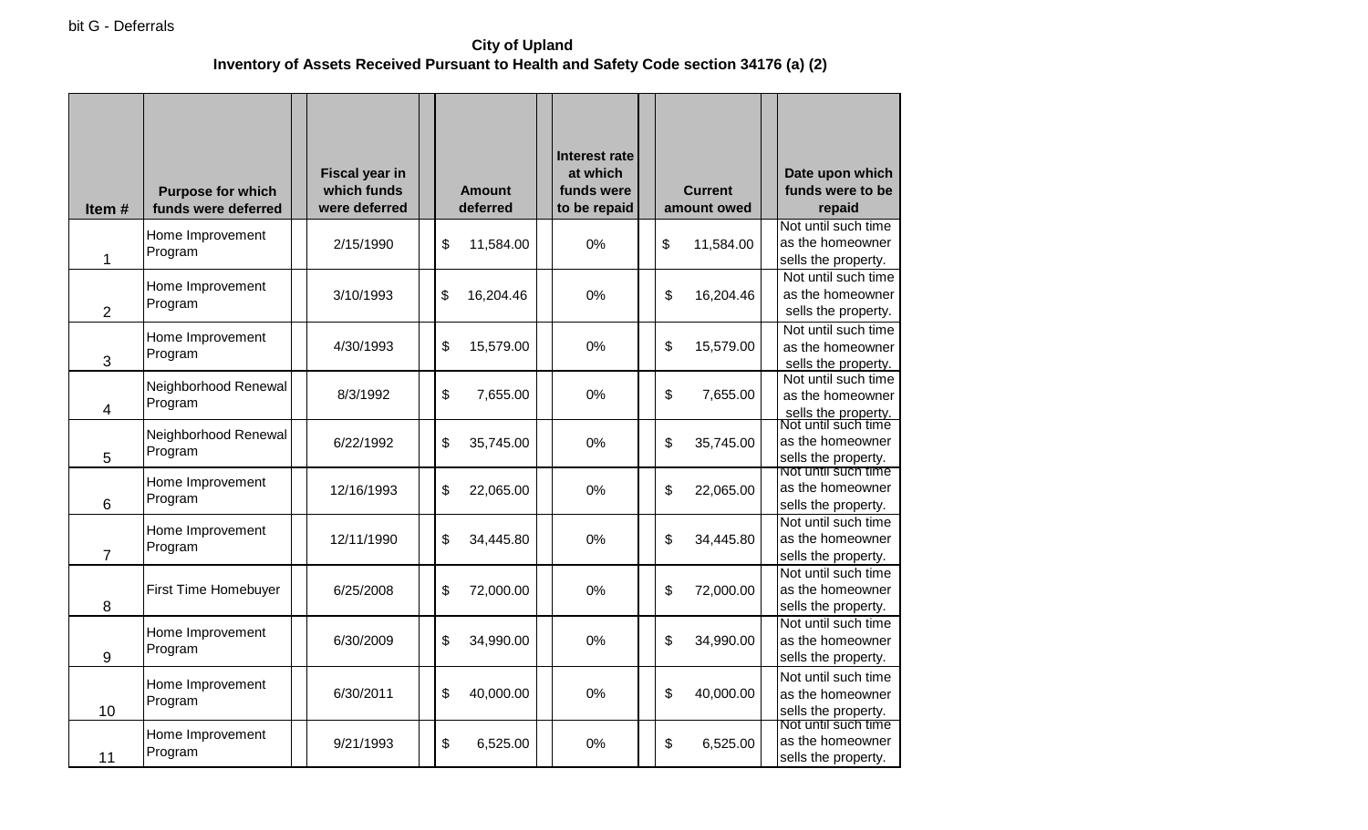bit G - Deferrals

**City of Upland**
**Inventory of Assets Received Pursuant to Health and Safety Code section 34176 (a) (2)**

| Item # | Purpose for which funds were deferred | Fiscal year in which funds were deferred | Amount deferred | Interest rate at which funds were to be repaid | Current amount owed | Date upon which funds were to be repaid |
|---|---|---|---|---|---|---|
| 1 | Home Improvement Program | 2/15/1990 | $ 11,584.00 | 0% | $ 11,584.00 | Not until such time as the homeowner sells the property. |
| 2 | Home Improvement Program | 3/10/1993 | $ 16,204.46 | 0% | $ 16,204.46 | Not until such time as the homeowner sells the property. |
| 3 | Home Improvement Program | 4/30/1993 | $ 15,579.00 | 0% | $ 15,579.00 | Not until such time as the homeowner sells the property. |
| 4 | Neighborhood Renewal Program | 8/3/1992 | $ 7,655.00 | 0% | $ 7,655.00 | Not until such time as the homeowner sells the property. |
| 5 | Neighborhood Renewal Program | 6/22/1992 | $ 35,745.00 | 0% | $ 35,745.00 | Not until such time as the homeowner sells the property. |
| 6 | Home Improvement Program | 12/16/1993 | $ 22,065.00 | 0% | $ 22,065.00 | Not until such time as the homeowner sells the property. |
| 7 | Home Improvement Program | 12/11/1990 | $ 34,445.80 | 0% | $ 34,445.80 | Not until such time as the homeowner sells the property. |
| 8 | First Time Homebuyer | 6/25/2008 | $ 72,000.00 | 0% | $ 72,000.00 | Not until such time as the homeowner sells the property. |
| 9 | Home Improvement Program | 6/30/2009 | $ 34,990.00 | 0% | $ 34,990.00 | Not until such time as the homeowner sells the property. |
| 10 | Home Improvement Program | 6/30/2011 | $ 40,000.00 | 0% | $ 40,000.00 | Not until such time as the homeowner sells the property. |
| 11 | Home Improvement Program | 9/21/1993 | $ 6,525.00 | 0% | $ 6,525.00 | Not until such time as the homeowner sells the property. |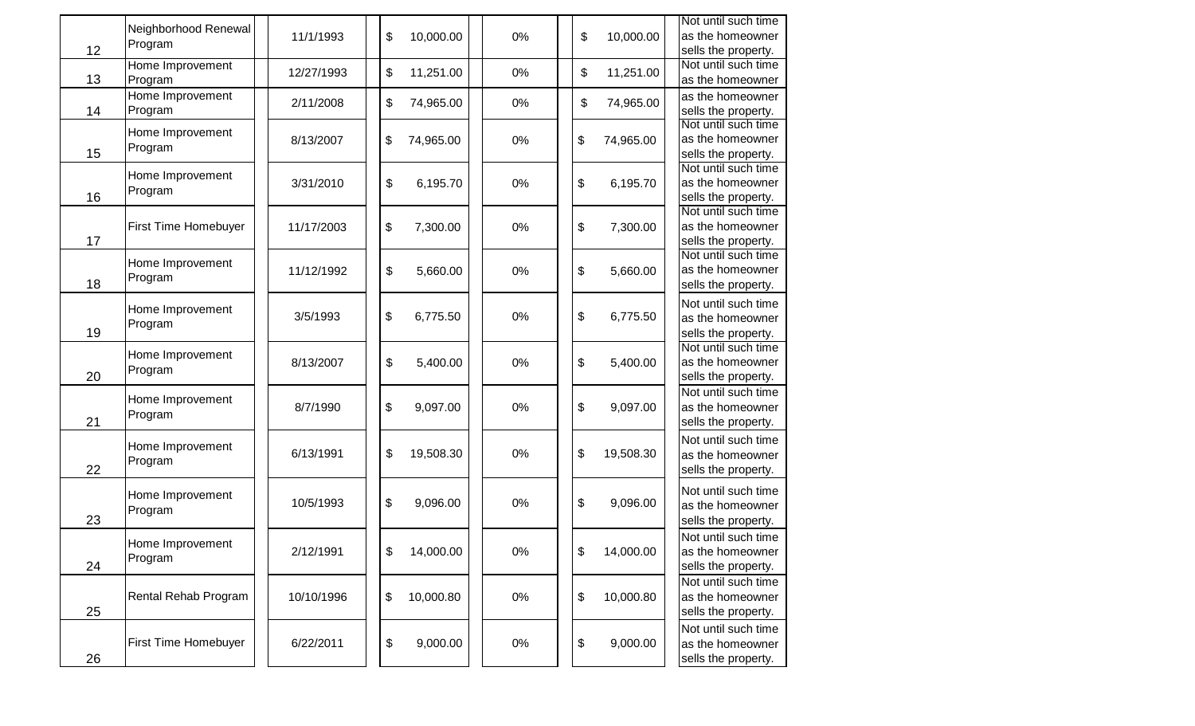| | | | | | | |
|---|---|---|---|---|---|---|
| 12 | Neighborhood Renewal Program | 11/1/1993 | $ 10,000.00 | 0% | $ 10,000.00 | Not until such time as the homeowner sells the property. |
| 13 | Home Improvement Program | 12/27/1993 | $ 11,251.00 | 0% | $ 11,251.00 | Not until such time as the homeowner |
| 14 | Home Improvement Program | 2/11/2008 | $ 74,965.00 | 0% | $ 74,965.00 | as the homeowner sells the property. |
| 15 | Home Improvement Program | 8/13/2007 | $ 74,965.00 | 0% | $ 74,965.00 | Not until such time as the homeowner sells the property. |
| 16 | Home Improvement Program | 3/31/2010 | $ 6,195.70 | 0% | $ 6,195.70 | Not until such time as the homeowner sells the property. |
| 17 | First Time Homebuyer | 11/17/2003 | $ 7,300.00 | 0% | $ 7,300.00 | Not until such time as the homeowner sells the property. |
| 18 | Home Improvement Program | 11/12/1992 | $ 5,660.00 | 0% | $ 5,660.00 | Not until such time as the homeowner sells the property. |
| 19 | Home Improvement Program | 3/5/1993 | $ 6,775.50 | 0% | $ 6,775.50 | Not until such time as the homeowner sells the property. |
| 20 | Home Improvement Program | 8/13/2007 | $ 5,400.00 | 0% | $ 5,400.00 | Not until such time as the homeowner sells the property. |
| 21 | Home Improvement Program | 8/7/1990 | $ 9,097.00 | 0% | $ 9,097.00 | Not until such time as the homeowner sells the property. |
| 22 | Home Improvement Program | 6/13/1991 | $ 19,508.30 | 0% | $ 19,508.30 | Not until such time as the homeowner sells the property. |
| 23 | Home Improvement Program | 10/5/1993 | $ 9,096.00 | 0% | $ 9,096.00 | Not until such time as the homeowner sells the property. |
| 24 | Home Improvement Program | 2/12/1991 | $ 14,000.00 | 0% | $ 14,000.00 | Not until such time as the homeowner sells the property. |
| 25 | Rental Rehab Program | 10/10/1996 | $ 10,000.80 | 0% | $ 10,000.80 | Not until such time as the homeowner sells the property. |
| 26 | First Time Homebuyer | 6/22/2011 | $ 9,000.00 | 0% | $ 9,000.00 | Not until such time as the homeowner sells the property. |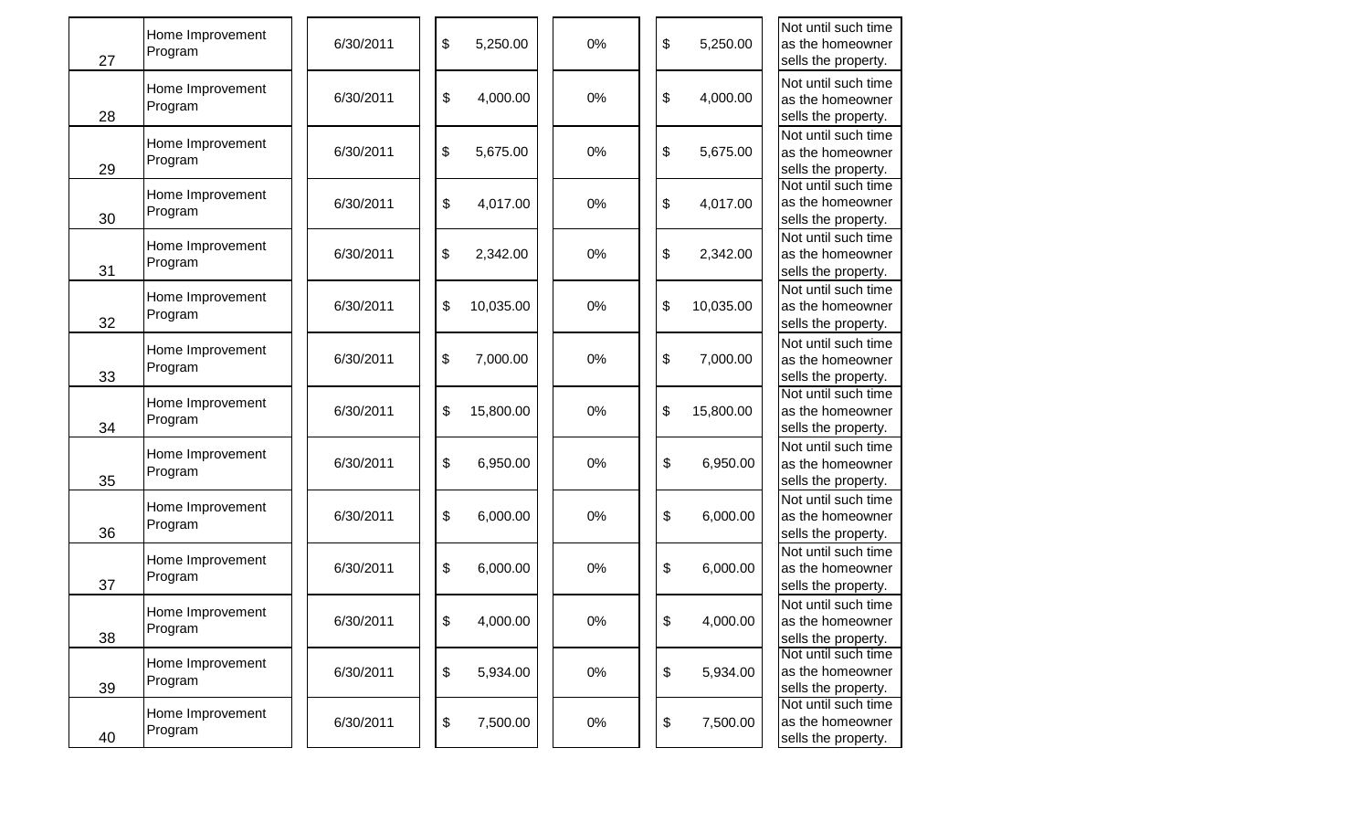| | | | | | | |
|---|---|---|---|---|---|---|
| 27 | Home Improvement Program | 6/30/2011 | $ 5,250.00 | 0% | $ 5,250.00 | Not until such time as the homeowner sells the property. |
| 28 | Home Improvement Program | 6/30/2011 | $ 4,000.00 | 0% | $ 4,000.00 | Not until such time as the homeowner sells the property. |
| 29 | Home Improvement Program | 6/30/2011 | $ 5,675.00 | 0% | $ 5,675.00 | Not until such time as the homeowner sells the property. |
| 30 | Home Improvement Program | 6/30/2011 | $ 4,017.00 | 0% | $ 4,017.00 | Not until such time as the homeowner sells the property. |
| 31 | Home Improvement Program | 6/30/2011 | $ 2,342.00 | 0% | $ 2,342.00 | Not until such time as the homeowner sells the property. |
| 32 | Home Improvement Program | 6/30/2011 | $ 10,035.00 | 0% | $ 10,035.00 | Not until such time as the homeowner sells the property. |
| 33 | Home Improvement Program | 6/30/2011 | $ 7,000.00 | 0% | $ 7,000.00 | Not until such time as the homeowner sells the property. |
| 34 | Home Improvement Program | 6/30/2011 | $ 15,800.00 | 0% | $ 15,800.00 | Not until such time as the homeowner sells the property. |
| 35 | Home Improvement Program | 6/30/2011 | $ 6,950.00 | 0% | $ 6,950.00 | Not until such time as the homeowner sells the property. |
| 36 | Home Improvement Program | 6/30/2011 | $ 6,000.00 | 0% | $ 6,000.00 | Not until such time as the homeowner sells the property. |
| 37 | Home Improvement Program | 6/30/2011 | $ 6,000.00 | 0% | $ 6,000.00 | Not until such time as the homeowner sells the property. |
| 38 | Home Improvement Program | 6/30/2011 | $ 4,000.00 | 0% | $ 4,000.00 | Not until such time as the homeowner sells the property. |
| 39 | Home Improvement Program | 6/30/2011 | $ 5,934.00 | 0% | $ 5,934.00 | Not until such time as the homeowner sells the property. |
| 40 | Home Improvement Program | 6/30/2011 | $ 7,500.00 | 0% | $ 7,500.00 | Not until such time as the homeowner sells the property. |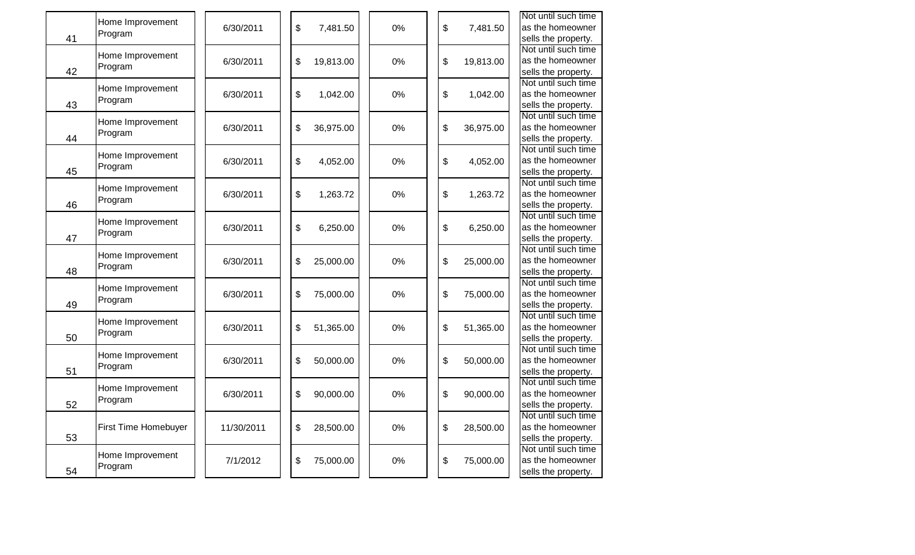| | | | | | | |
|---|---|---|---|---|---|---|
| 41 | Home Improvement Program | 6/30/2011 | $ 7,481.50 | 0% | $ 7,481.50 | Not until such time as the homeowner sells the property. |
| 42 | Home Improvement Program | 6/30/2011 | $ 19,813.00 | 0% | $ 19,813.00 | Not until such time as the homeowner sells the property. |
| 43 | Home Improvement Program | 6/30/2011 | $ 1,042.00 | 0% | $ 1,042.00 | Not until such time as the homeowner sells the property. |
| 44 | Home Improvement Program | 6/30/2011 | $ 36,975.00 | 0% | $ 36,975.00 | Not until such time as the homeowner sells the property. |
| 45 | Home Improvement Program | 6/30/2011 | $ 4,052.00 | 0% | $ 4,052.00 | Not until such time as the homeowner sells the property. |
| 46 | Home Improvement Program | 6/30/2011 | $ 1,263.72 | 0% | $ 1,263.72 | Not until such time as the homeowner sells the property. |
| 47 | Home Improvement Program | 6/30/2011 | $ 6,250.00 | 0% | $ 6,250.00 | Not until such time as the homeowner sells the property. |
| 48 | Home Improvement Program | 6/30/2011 | $ 25,000.00 | 0% | $ 25,000.00 | Not until such time as the homeowner sells the property. |
| 49 | Home Improvement Program | 6/30/2011 | $ 75,000.00 | 0% | $ 75,000.00 | Not until such time as the homeowner sells the property. |
| 50 | Home Improvement Program | 6/30/2011 | $ 51,365.00 | 0% | $ 51,365.00 | Not until such time as the homeowner sells the property. |
| 51 | Home Improvement Program | 6/30/2011 | $ 50,000.00 | 0% | $ 50,000.00 | Not until such time as the homeowner sells the property. |
| 52 | Home Improvement Program | 6/30/2011 | $ 90,000.00 | 0% | $ 90,000.00 | Not until such time as the homeowner sells the property. |
| 53 | First Time Homebuyer | 11/30/2011 | $ 28,500.00 | 0% | $ 28,500.00 | Not until such time as the homeowner sells the property. |
| 54 | Home Improvement Program | 7/1/2012 | $ 75,000.00 | 0% | $ 75,000.00 | Not until such time as the homeowner sells the property. |